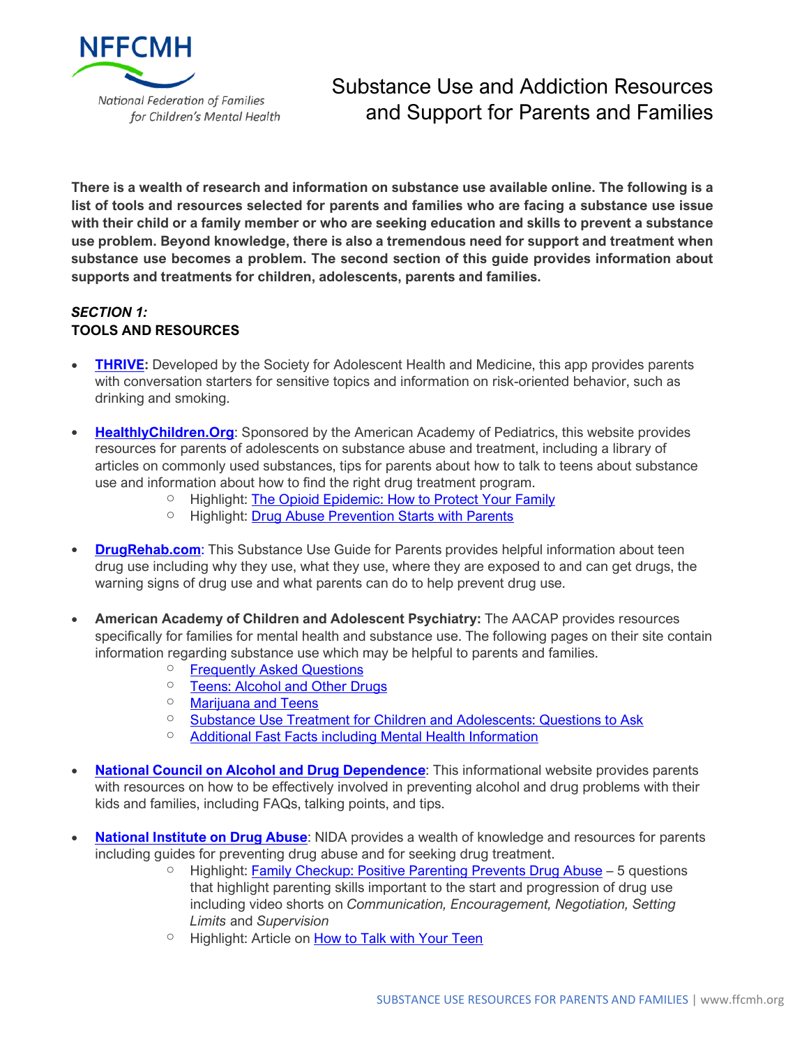NFFCMH

National Federation of Families for Children's Mental Health

# Substance Use and Addiction Resources and Support for Parents and Families

**There is a wealth of research and information on substance use available online. The following is a list of tools and resources selected for parents and families who are facing a substance use issue with their child or a family member or who are seeking education and skills to prevent a substance use problem. Beyond knowledge, there is also a tremendous need for support and treatment when substance use becomes a problem. The second section of this guide provides information about supports and treatments for children, adolescents, parents and families.**

***SECTION 1:***
**TOOLS AND RESOURCES**

- **THRIVE:** Developed by the Society for Adolescent Health and Medicine, this app provides parents with conversation starters for sensitive topics and information on risk-oriented behavior, such as drinking and smoking.

- **HealthlyChildren.Org**: Sponsored by the American Academy of Pediatrics, this website provides resources for parents of adolescents on substance abuse and treatment, including a library of articles on commonly used substances, tips for parents about how to talk to teens about substance use and information about how to find the right drug treatment program.
  - Highlight: The Opioid Epidemic: How to Protect Your Family
  - Highlight: Drug Abuse Prevention Starts with Parents

- **DrugRehab.com**: This Substance Use Guide for Parents provides helpful information about teen drug use including why they use, what they use, where they are exposed to and can get drugs, the warning signs of drug use and what parents can do to help prevent drug use.

- **American Academy of Children and Adolescent Psychiatry:** The AACAP provides resources specifically for families for mental health and substance use. The following pages on their site contain information regarding substance use which may be helpful to parents and families.
  - Frequently Asked Questions
  - Teens: Alcohol and Other Drugs
  - Marijuana and Teens
  - Substance Use Treatment for Children and Adolescents: Questions to Ask
  - Additional Fast Facts including Mental Health Information

- **National Council on Alcohol and Drug Dependence**: This informational website provides parents with resources on how to be effectively involved in preventing alcohol and drug problems with their kids and families, including FAQs, talking points, and tips.

- **National Institute on Drug Abuse**: NIDA provides a wealth of knowledge and resources for parents including guides for preventing drug abuse and for seeking drug treatment.
  - Highlight: Family Checkup: Positive Parenting Prevents Drug Abuse – 5 questions that highlight parenting skills important to the start and progression of drug use including video shorts on *Communication, Encouragement, Negotiation, Setting Limits* and *Supervision*
  - Highlight: Article on How to Talk with Your Teen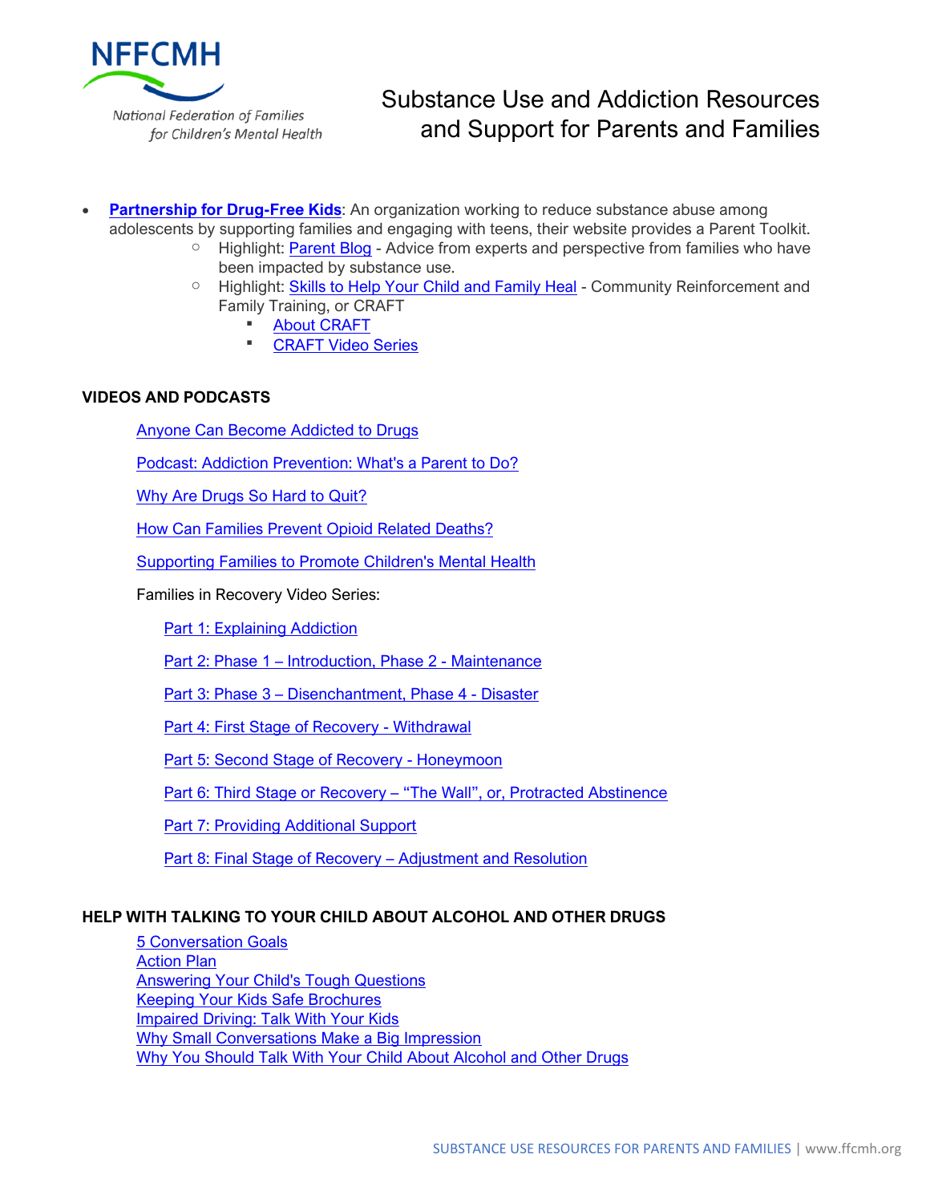# Substance Use and Addiction Resources and Support for Parents and Families

- **Partnership for Drug-Free Kids**: An organization working to reduce substance abuse among adolescents by supporting families and engaging with teens, their website provides a Parent Toolkit.
  - Highlight: Parent Blog - Advice from experts and perspective from families who have been impacted by substance use.
  - Highlight: Skills to Help Your Child and Family Heal - Community Reinforcement and Family Training, or CRAFT
    - About CRAFT
    - CRAFT Video Series

## VIDEOS AND PODCASTS

Anyone Can Become Addicted to Drugs

Podcast: Addiction Prevention: What's a Parent to Do?

Why Are Drugs So Hard to Quit?

How Can Families Prevent Opioid Related Deaths?

Supporting Families to Promote Children's Mental Health

Families in Recovery Video Series:

Part 1: Explaining Addiction

Part 2: Phase 1 – Introduction, Phase 2 - Maintenance

Part 3: Phase 3 – Disenchantment, Phase 4 - Disaster

Part 4: First Stage of Recovery - Withdrawal

Part 5: Second Stage of Recovery - Honeymoon

Part 6: Third Stage or Recovery – "The Wall", or, Protracted Abstinence

Part 7: Providing Additional Support

Part 8: Final Stage of Recovery – Adjustment and Resolution

## HELP WITH TALKING TO YOUR CHILD ABOUT ALCOHOL AND OTHER DRUGS

5 Conversation Goals
Action Plan
Answering Your Child's Tough Questions
Keeping Your Kids Safe Brochures
Impaired Driving: Talk With Your Kids
Why Small Conversations Make a Big Impression
Why You Should Talk With Your Child About Alcohol and Other Drugs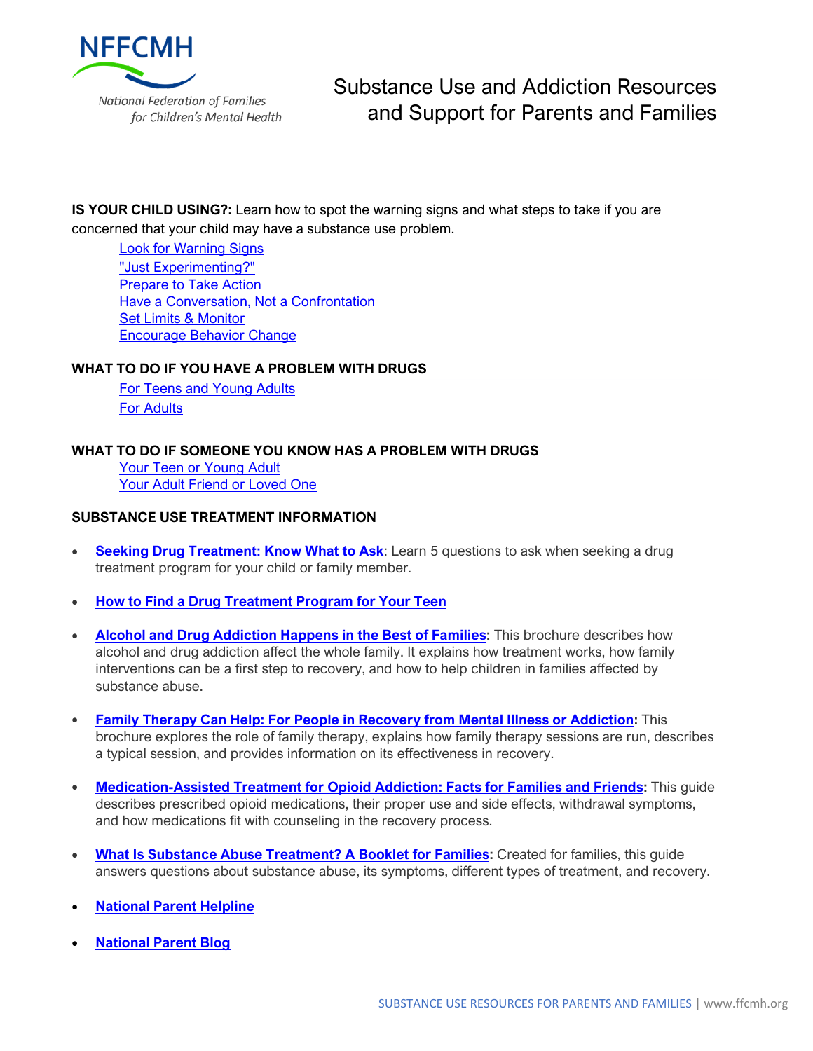NFFCMH

National Federation of Families for Children's Mental Health

# Substance Use and Addiction Resources and Support for Parents and Families

**IS YOUR CHILD USING?:** Learn how to spot the warning signs and what steps to take if you are concerned that your child may have a substance use problem.

- Look for Warning Signs
- "Just Experimenting?"
- Prepare to Take Action
- Have a Conversation, Not a Confrontation
- Set Limits & Monitor
- Encourage Behavior Change

**WHAT TO DO IF YOU HAVE A PROBLEM WITH DRUGS**

- For Teens and Young Adults
- For Adults

**WHAT TO DO IF SOMEONE YOU KNOW HAS A PROBLEM WITH DRUGS**

- Your Teen or Young Adult
- Your Adult Friend or Loved One

**SUBSTANCE USE TREATMENT INFORMATION**

- **Seeking Drug Treatment: Know What to Ask**: Learn 5 questions to ask when seeking a drug treatment program for your child or family member.
- **How to Find a Drug Treatment Program for Your Teen**
- **Alcohol and Drug Addiction Happens in the Best of Families:** This brochure describes how alcohol and drug addiction affect the whole family. It explains how treatment works, how family interventions can be a first step to recovery, and how to help children in families affected by substance abuse.
- **Family Therapy Can Help: For People in Recovery from Mental Illness or Addiction:** This brochure explores the role of family therapy, explains how family therapy sessions are run, describes a typical session, and provides information on its effectiveness in recovery.
- **Medication-Assisted Treatment for Opioid Addiction: Facts for Families and Friends:** This guide describes prescribed opioid medications, their proper use and side effects, withdrawal symptoms, and how medications fit with counseling in the recovery process.
- **What Is Substance Abuse Treatment? A Booklet for Families:** Created for families, this guide answers questions about substance abuse, its symptoms, different types of treatment, and recovery.
- **National Parent Helpline**
- **National Parent Blog**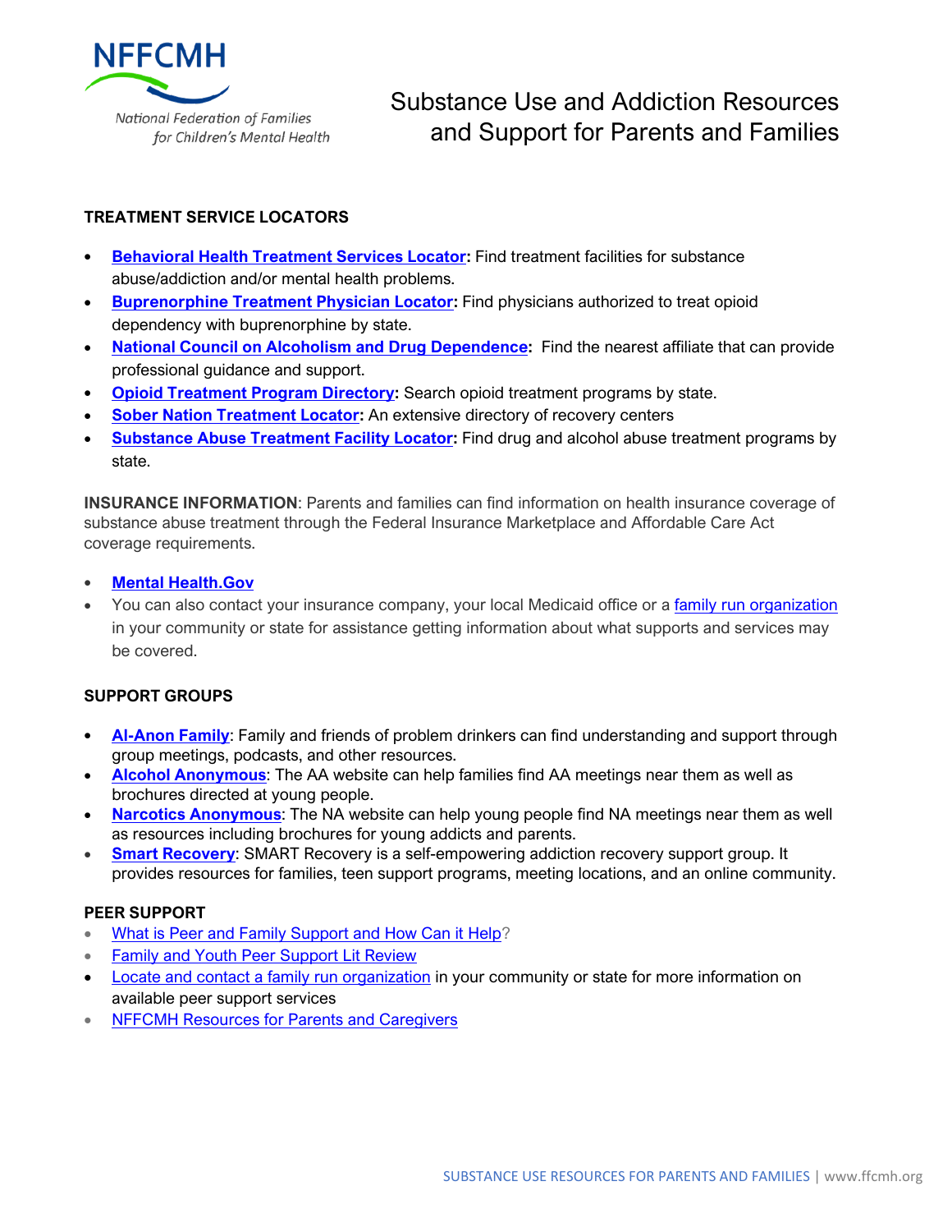NFFCMH

National Federation of Families for Children's Mental Health

# Substance Use and Addiction Resources and Support for Parents and Families

## TREATMENT SERVICE LOCATORS

- **Behavioral Health Treatment Services Locator:** Find treatment facilities for substance abuse/addiction and/or mental health problems.
- **Buprenorphine Treatment Physician Locator:** Find physicians authorized to treat opioid dependency with buprenorphine by state.
- **National Council on Alcoholism and Drug Dependence:** Find the nearest affiliate that can provide professional guidance and support.
- **Opioid Treatment Program Directory:** Search opioid treatment programs by state.
- **Sober Nation Treatment Locator:** An extensive directory of recovery centers
- **Substance Abuse Treatment Facility Locator:** Find drug and alcohol abuse treatment programs by state.

**INSURANCE INFORMATION**: Parents and families can find information on health insurance coverage of substance abuse treatment through the Federal Insurance Marketplace and Affordable Care Act coverage requirements.

- **Mental Health.Gov**
- You can also contact your insurance company, your local Medicaid office or a family run organization in your community or state for assistance getting information about what supports and services may be covered.

## SUPPORT GROUPS

- **Al-Anon Family**: Family and friends of problem drinkers can find understanding and support through group meetings, podcasts, and other resources.
- **Alcohol Anonymous**: The AA website can help families find AA meetings near them as well as brochures directed at young people.
- **Narcotics Anonymous**: The NA website can help young people find NA meetings near them as well as resources including brochures for young addicts and parents.
- **Smart Recovery**: SMART Recovery is a self-empowering addiction recovery support group. It provides resources for families, teen support programs, meeting locations, and an online community.

## PEER SUPPORT

- What is Peer and Family Support and How Can it Help?
- Family and Youth Peer Support Lit Review
- Locate and contact a family run organization in your community or state for more information on available peer support services
- NFFCMH Resources for Parents and Caregivers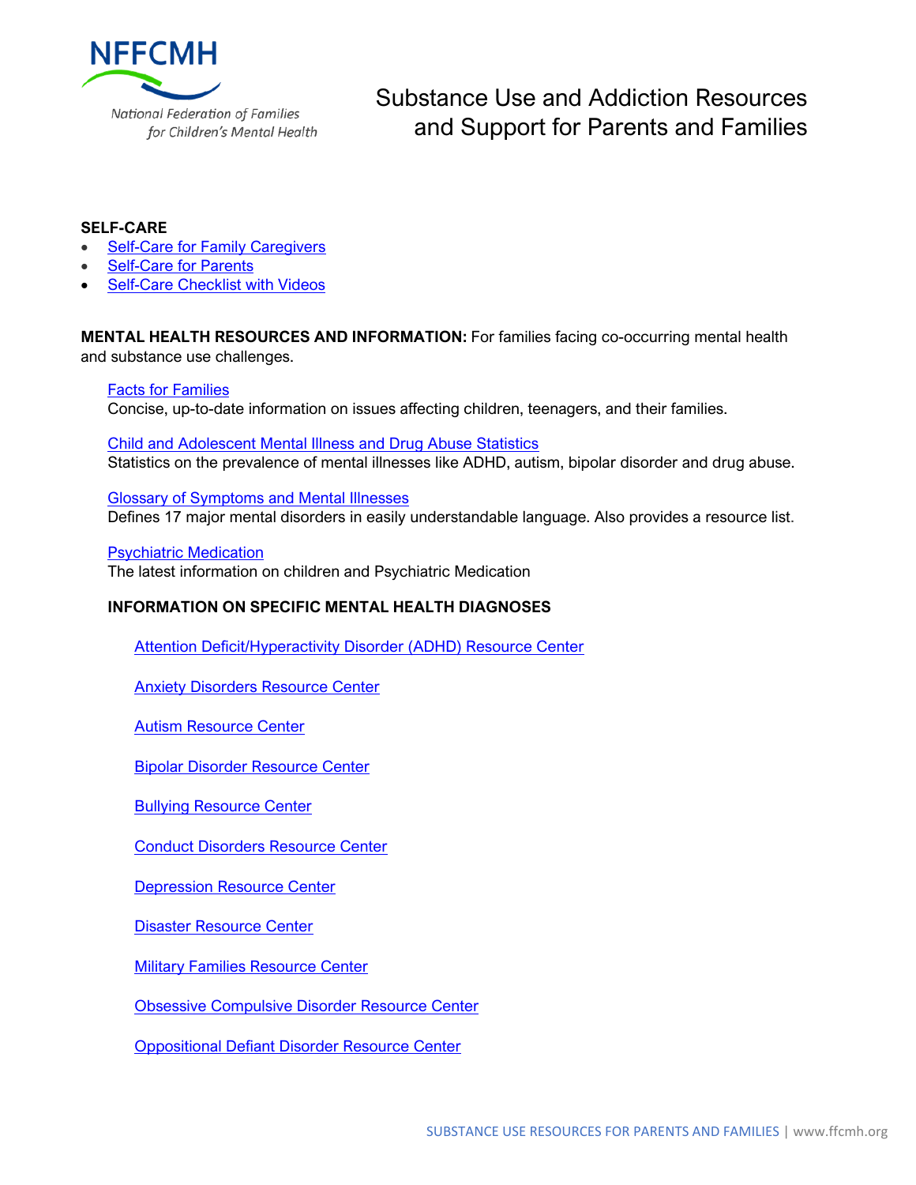# Substance Use and Addiction Resources and Support for Parents and Families

**SELF-CARE**

- Self-Care for Family Caregivers
- Self-Care for Parents
- Self-Care Checklist with Videos

**MENTAL HEALTH RESOURCES AND INFORMATION:** For families facing co-occurring mental health and substance use challenges.

Facts for Families
Concise, up-to-date information on issues affecting children, teenagers, and their families.

Child and Adolescent Mental Illness and Drug Abuse Statistics
Statistics on the prevalence of mental illnesses like ADHD, autism, bipolar disorder and drug abuse.

Glossary of Symptoms and Mental Illnesses
Defines 17 major mental disorders in easily understandable language. Also provides a resource list.

Psychiatric Medication
The latest information on children and Psychiatric Medication

**INFORMATION ON SPECIFIC MENTAL HEALTH DIAGNOSES**

Attention Deficit/Hyperactivity Disorder (ADHD) Resource Center

Anxiety Disorders Resource Center

Autism Resource Center

Bipolar Disorder Resource Center

Bullying Resource Center

Conduct Disorders Resource Center

Depression Resource Center

Disaster Resource Center

Military Families Resource Center

Obsessive Compulsive Disorder Resource Center

Oppositional Defiant Disorder Resource Center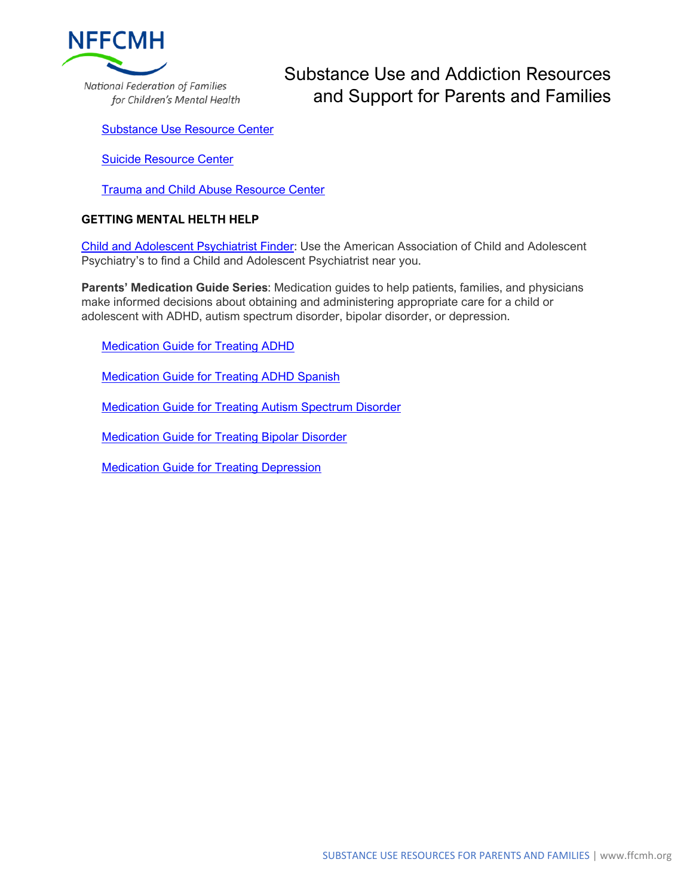Substance Use Resource Center

Suicide Resource Center

Trauma and Child Abuse Resource Center

**GETTING MENTAL HELTH HELP**

Child and Adolescent Psychiatrist Finder: Use the American Association of Child and Adolescent Psychiatry's to find a Child and Adolescent Psychiatrist near you.

**Parents' Medication Guide Series**: Medication guides to help patients, families, and physicians make informed decisions about obtaining and administering appropriate care for a child or adolescent with ADHD, autism spectrum disorder, bipolar disorder, or depression.

Medication Guide for Treating ADHD

Medication Guide for Treating ADHD Spanish

Medication Guide for Treating Autism Spectrum Disorder

Medication Guide for Treating Bipolar Disorder

Medication Guide for Treating Depression